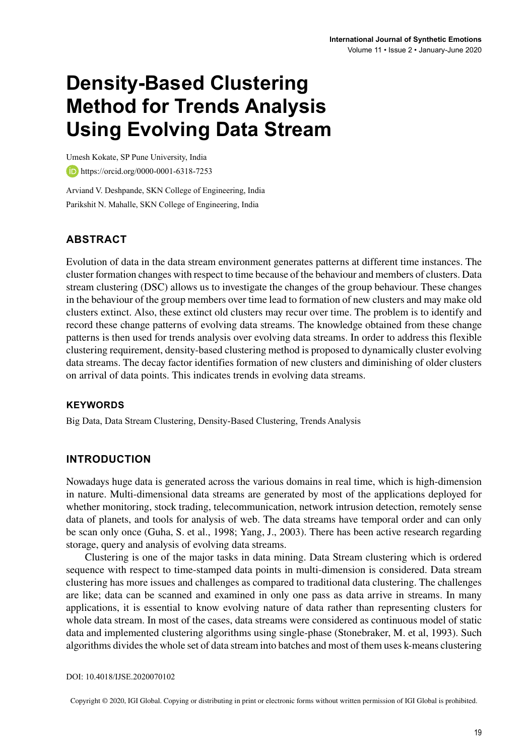# Density-Based Clustering Method for Trends Analysis Using Evolving Data Stream

Umesh Kokate, SP Pune University, India

https://orcid.org/0000-0001-6318-7253

Arviand V. Deshpande, SKN College of Engineering, India

Parikshit N. Mahalle, SKN College of Engineering, India

## ABSTRACT

Evolution of data in the data stream environment generates patterns at different time instances. The cluster formation changes with respect to time because of the behaviour and members of clusters. Data stream clustering (DSC) allows us to investigate the changes of the group behaviour. These changes in the behaviour of the group members over time lead to formation of new clusters and may make old clusters extinct. Also, these extinct old clusters may recur over time. The problem is to identify and record these change patterns of evolving data streams. The knowledge obtained from these change patterns is then used for trends analysis over evolving data streams. In order to address this flexible clustering requirement, density-based clustering method is proposed to dynamically cluster evolving data streams. The decay factor identifies formation of new clusters and diminishing of older clusters on arrival of data points. This indicates trends in evolving data streams.

### KEYWORDS

Big Data, Data Stream Clustering, Density-Based Clustering, Trends Analysis

## INTRODUCTION

Nowadays huge data is generated across the various domains in real time, which is high-dimension in nature. Multi-dimensional data streams are generated by most of the applications deployed for whether monitoring, stock trading, telecommunication, network intrusion detection, remotely sense data of planets, and tools for analysis of web. The data streams have temporal order and can only be scan only once (Guha, S. et al., 1998; Yang, J., 2003). There has been active research regarding storage, query and analysis of evolving data streams.

Clustering is one of the major tasks in data mining. Data Stream clustering which is ordered sequence with respect to time-stamped data points in multi-dimension is considered. Data stream clustering has more issues and challenges as compared to traditional data clustering. The challenges are like; data can be scanned and examined in only one pass as data arrive in streams. In many applications, it is essential to know evolving nature of data rather than representing clusters for whole data stream. In most of the cases, data streams were considered as continuous model of static data and implemented clustering algorithms using single-phase (Stonebraker, M. et al, 1993). Such algorithms divides the whole set of data stream into batches and most of them uses k-means clustering

DOI: 10.4018/IJSE.2020070102

Copyright © 2020, IGI Global. Copying or distributing in print or electronic forms without written permission of IGI Global is prohibited.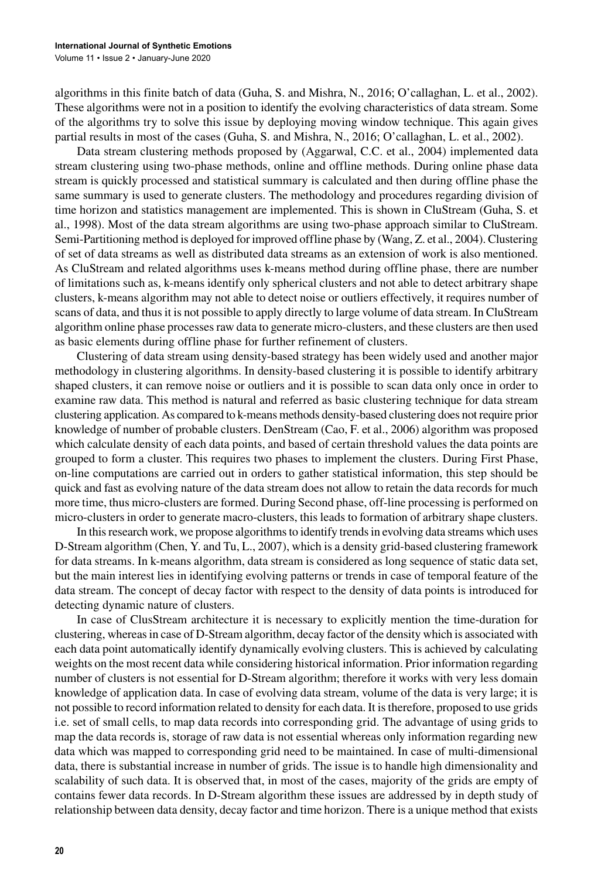algorithms in this finite batch of data (Guha, S. and Mishra, N., 2016; O'callaghan, L. et al., 2002). These algorithms were not in a position to identify the evolving characteristics of data stream. Some of the algorithms try to solve this issue by deploying moving window technique. This again gives partial results in most of the cases (Guha, S. and Mishra, N., 2016; O'callaghan, L. et al., 2002).

Data stream clustering methods proposed by (Aggarwal, C.C. et al., 2004) implemented data stream clustering using two-phase methods, online and offline methods. During online phase data stream is quickly processed and statistical summary is calculated and then during offline phase the same summary is used to generate clusters. The methodology and procedures regarding division of time horizon and statistics management are implemented. This is shown in CluStream (Guha, S. et al., 1998). Most of the data stream algorithms are using two-phase approach similar to CluStream. Semi-Partitioning method is deployed for improved offline phase by (Wang, Z. et al., 2004). Clustering of set of data streams as well as distributed data streams as an extension of work is also mentioned. As CluStream and related algorithms uses k-means method during offline phase, there are number of limitations such as, k-means identify only spherical clusters and not able to detect arbitrary shape clusters, k-means algorithm may not able to detect noise or outliers effectively, it requires number of scans of data, and thus it is not possible to apply directly to large volume of data stream. In CluStream algorithm online phase processes raw data to generate micro-clusters, and these clusters are then used as basic elements during offline phase for further refinement of clusters.

Clustering of data stream using density-based strategy has been widely used and another major methodology in clustering algorithms. In density-based clustering it is possible to identify arbitrary shaped clusters, it can remove noise or outliers and it is possible to scan data only once in order to examine raw data. This method is natural and referred as basic clustering technique for data stream clustering application. As compared to k-means methods density-based clustering does not require prior knowledge of number of probable clusters. DenStream (Cao, F. et al., 2006) algorithm was proposed which calculate density of each data points, and based of certain threshold values the data points are grouped to form a cluster. This requires two phases to implement the clusters. During First Phase, on-line computations are carried out in orders to gather statistical information, this step should be quick and fast as evolving nature of the data stream does not allow to retain the data records for much more time, thus micro-clusters are formed. During Second phase, off-line processing is performed on micro-clusters in order to generate macro-clusters, this leads to formation of arbitrary shape clusters.

In this research work, we propose algorithms to identify trends in evolving data streams which uses D-Stream algorithm (Chen, Y. and Tu, L., 2007), which is a density grid-based clustering framework for data streams. In k-means algorithm, data stream is considered as long sequence of static data set, but the main interest lies in identifying evolving patterns or trends in case of temporal feature of the data stream. The concept of decay factor with respect to the density of data points is introduced for detecting dynamic nature of clusters.

In case of ClusStream architecture it is necessary to explicitly mention the time-duration for clustering, whereas in case of D-Stream algorithm, decay factor of the density which is associated with each data point automatically identify dynamically evolving clusters. This is achieved by calculating weights on the most recent data while considering historical information. Prior information regarding number of clusters is not essential for D-Stream algorithm; therefore it works with very less domain knowledge of application data. In case of evolving data stream, volume of the data is very large; it is not possible to record information related to density for each data. It is therefore, proposed to use grids i.e. set of small cells, to map data records into corresponding grid. The advantage of using grids to map the data records is, storage of raw data is not essential whereas only information regarding new data which was mapped to corresponding grid need to be maintained. In case of multi-dimensional data, there is substantial increase in number of grids. The issue is to handle high dimensionality and scalability of such data. It is observed that, in most of the cases, majority of the grids are empty of contains fewer data records. In D-Stream algorithm these issues are addressed by in depth study of relationship between data density, decay factor and time horizon. There is a unique method that exists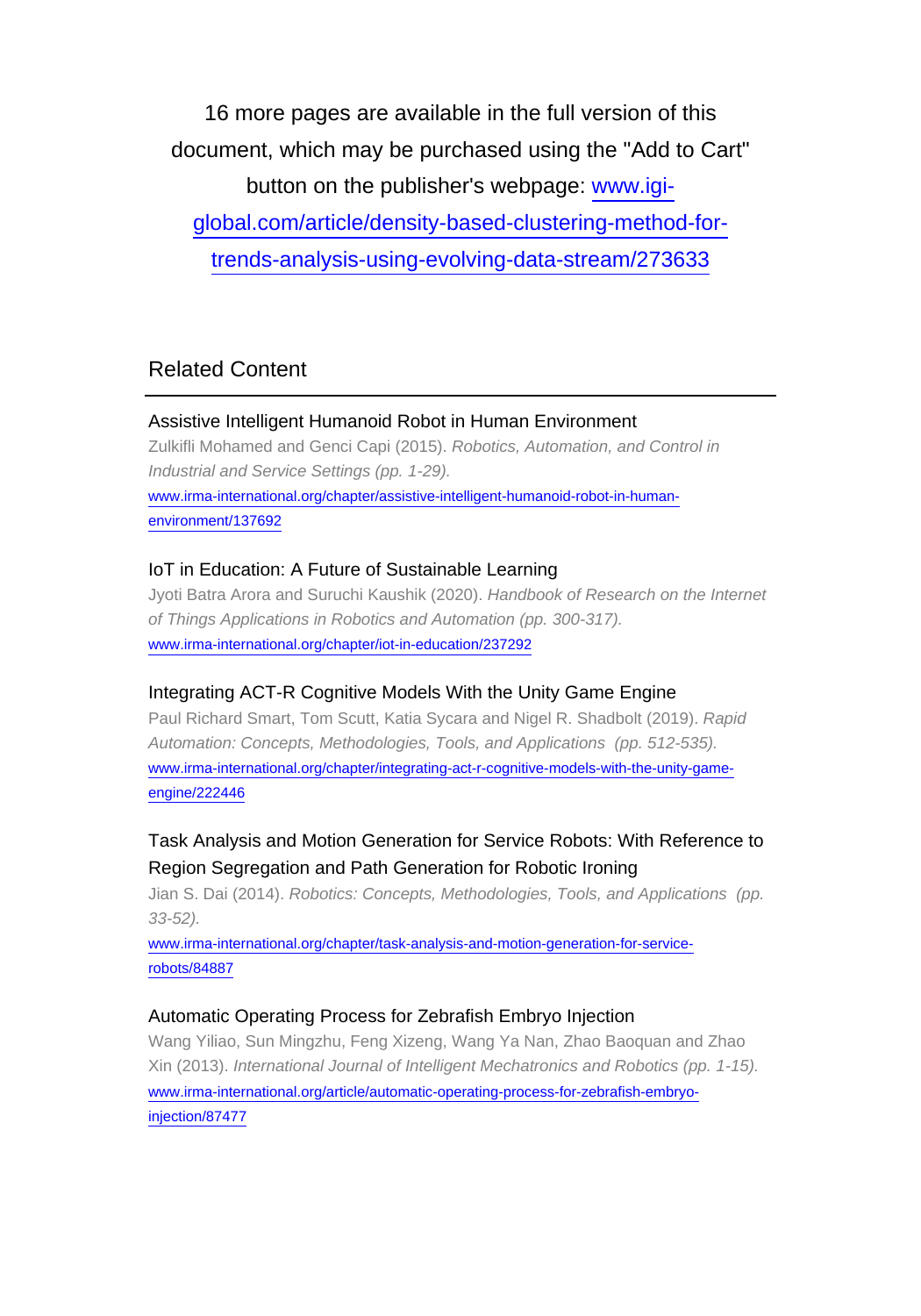16 more pages are available in the full version of this document, which may be purchased using the "Add to Cart" button on the publisher's webpage: [www.igi-global.com/article/density-based-clustering-method-for-trends-analysis-using-evolving-data-stream/273633](www.igi-global.com/article/density-based-clustering-method-for-trends-analysis-using-evolving-data-stream/273633)

## Related Content

**Assistive Intelligent Humanoid Robot in Human Environment**
Zulkifli Mohamed and Genci Capi (2015). *Robotics, Automation, and Control in Industrial and Service Settings (pp. 1-29).*
[www.irma-international.org/chapter/assistive-intelligent-humanoid-robot-in-human-environment/137692](www.irma-international.org/chapter/assistive-intelligent-humanoid-robot-in-human-environment/137692)

**IoT in Education: A Future of Sustainable Learning**
Jyoti Batra Arora and Suruchi Kaushik (2020). *Handbook of Research on the Internet of Things Applications in Robotics and Automation (pp. 300-317).*
[www.irma-international.org/chapter/iot-in-education/237292](www.irma-international.org/chapter/iot-in-education/237292)

**Integrating ACT-R Cognitive Models With the Unity Game Engine**
Paul Richard Smart, Tom Scutt, Katia Sycara and Nigel R. Shadbolt (2019). *Rapid Automation: Concepts, Methodologies, Tools, and Applications (pp. 512-535).*
[www.irma-international.org/chapter/integrating-act-r-cognitive-models-with-the-unity-game-engine/222446](www.irma-international.org/chapter/integrating-act-r-cognitive-models-with-the-unity-game-engine/222446)

**Task Analysis and Motion Generation for Service Robots: With Reference to Region Segregation and Path Generation for Robotic Ironing**
Jian S. Dai (2014). *Robotics: Concepts, Methodologies, Tools, and Applications (pp. 33-52).*
[www.irma-international.org/chapter/task-analysis-and-motion-generation-for-service-robots/84887](www.irma-international.org/chapter/task-analysis-and-motion-generation-for-service-robots/84887)

**Automatic Operating Process for Zebrafish Embryo Injection**
Wang Yiliao, Sun Mingzhu, Feng Xizeng, Wang Ya Nan, Zhao Baoquan and Zhao Xin (2013). *International Journal of Intelligent Mechatronics and Robotics (pp. 1-15).*
[www.irma-international.org/article/automatic-operating-process-for-zebrafish-embryo-injection/87477](www.irma-international.org/article/automatic-operating-process-for-zebrafish-embryo-injection/87477)